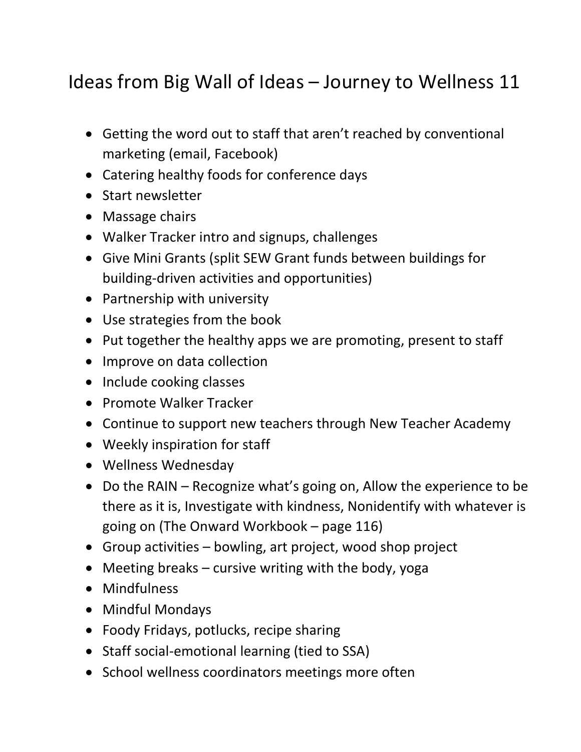# Ideas from Big Wall of Ideas – Journey to Wellness 11

- Getting the word out to staff that aren't reached by conventional marketing (email, Facebook)
- Catering healthy foods for conference days
- Start newsletter
- Massage chairs
- Walker Tracker intro and signups, challenges
- Give Mini Grants (split SEW Grant funds between buildings for building-driven activities and opportunities)
- Partnership with university
- Use strategies from the book
- Put together the healthy apps we are promoting, present to staff
- Improve on data collection
- Include cooking classes
- Promote Walker Tracker
- Continue to support new teachers through New Teacher Academy
- Weekly inspiration for staff
- Wellness Wednesday
- Do the RAIN – Recognize what's going on, Allow the experience to be there as it is, Investigate with kindness, Nonidentify with whatever is going on (The Onward Workbook – page 116)
- Group activities – bowling, art project, wood shop project
- Meeting breaks – cursive writing with the body, yoga
- Mindfulness
- Mindful Mondays
- Foody Fridays, potlucks, recipe sharing
- Staff social-emotional learning (tied to SSA)
- School wellness coordinators meetings more often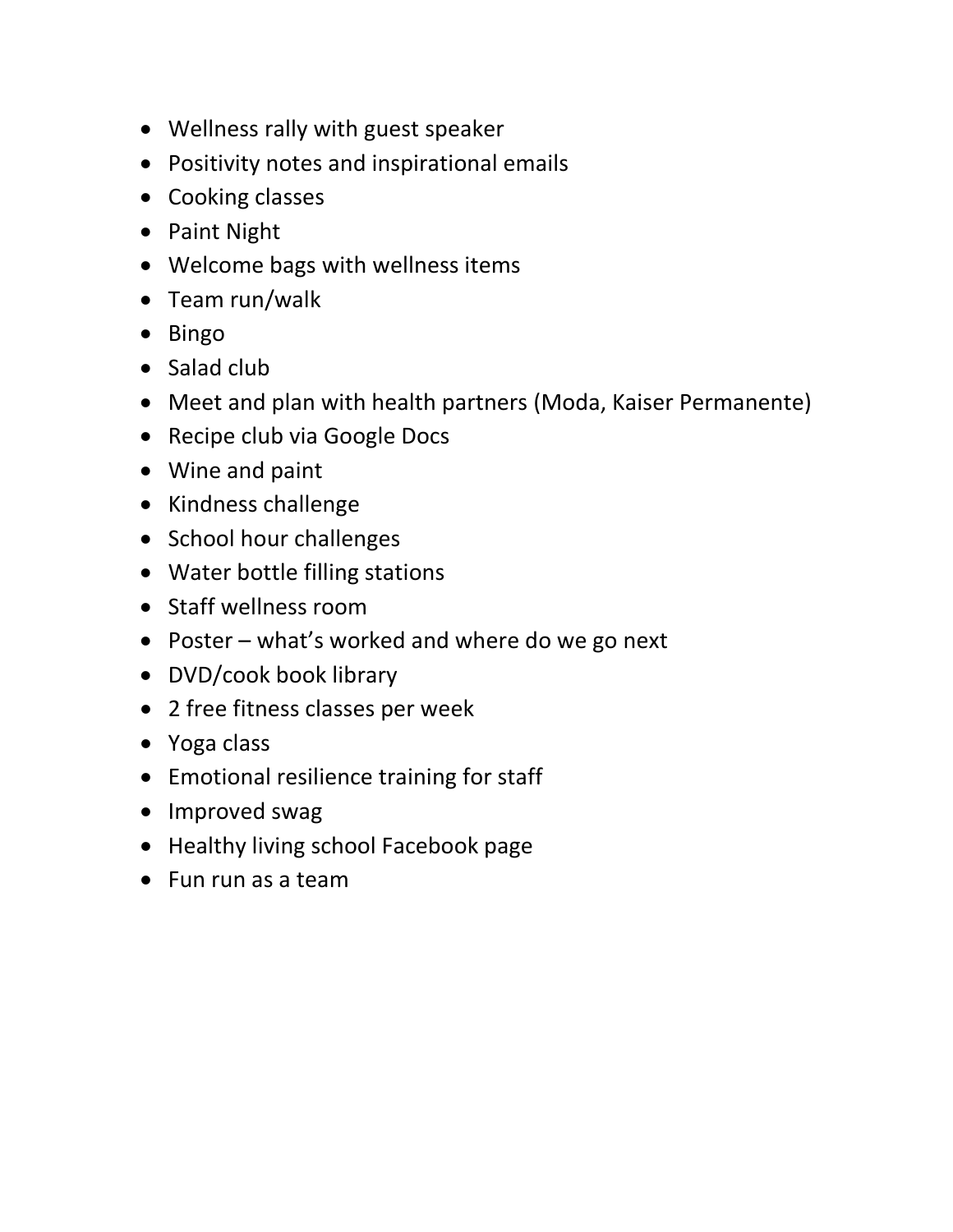- Wellness rally with guest speaker
- Positivity notes and inspirational emails
- Cooking classes
- Paint Night
- Welcome bags with wellness items
- Team run/walk
- Bingo
- Salad club
- Meet and plan with health partners (Moda, Kaiser Permanente)
- Recipe club via Google Docs
- Wine and paint
- Kindness challenge
- School hour challenges
- Water bottle filling stations
- Staff wellness room
- Poster – what's worked and where do we go next
- DVD/cook book library
- 2 free fitness classes per week
- Yoga class
- Emotional resilience training for staff
- Improved swag
- Healthy living school Facebook page
- Fun run as a team